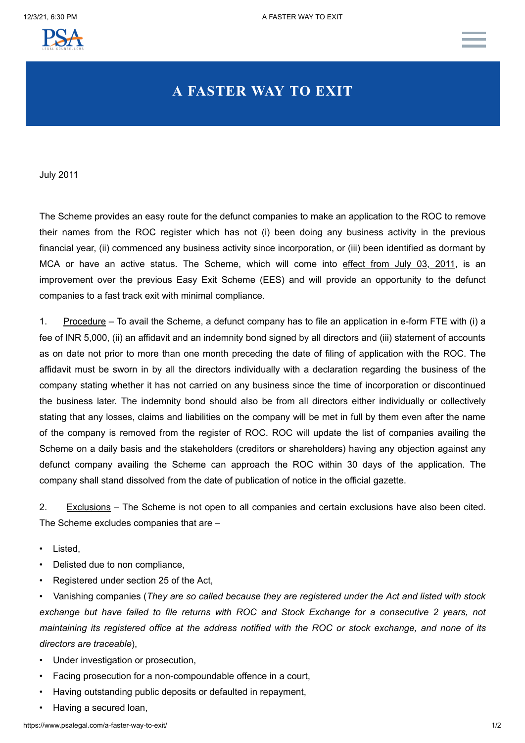# A FASTER WAY TO EXIT

July 2011

The Scheme provides an easy route for the defunct companies to make an application to the ROC to remove their names from the ROC register which has not (i) been doing any business activity in the previous financial year, (ii) commenced any business activity since incorporation, or (iii) been identified as dormant by MCA or have an active status. The Scheme, which will come into effect from July 03, 2011, is an improvement over the previous Easy Exit Scheme (EES) and will provide an opportunity to the defunct companies to a fast track exit with minimal compliance.

1. Procedure – To avail the Scheme, a defunct company has to file an application in e-form FTE with (i) a fee of INR 5,000, (ii) an affidavit and an indemnity bond signed by all directors and (iii) statement of accounts as on date not prior to more than one month preceding the date of filing of application with the ROC. The affidavit must be sworn in by all the directors individually with a declaration regarding the business of the company stating whether it has not carried on any business since the time of incorporation or discontinued the business later. The indemnity bond should also be from all directors either individually or collectively stating that any losses, claims and liabilities on the company will be met in full by them even after the name of the company is removed from the register of ROC. ROC will update the list of companies availing the Scheme on a daily basis and the stakeholders (creditors or shareholders) having any objection against any defunct company availing the Scheme can approach the ROC within 30 days of the application. The company shall stand dissolved from the date of publication of notice in the official gazette.

2. Exclusions – The Scheme is not open to all companies and certain exclusions have also been cited. The Scheme excludes companies that are –

- Listed,
- Delisted due to non compliance,
- Registered under section 25 of the Act,
- Vanishing companies (*They are so called because they are registered under the Act and listed with stock exchange but have failed to file returns with ROC and Stock Exchange for a consecutive 2 years, not maintaining its registered office at the address notified with the ROC or stock exchange, and none of its directors are traceable*),
- Under investigation or prosecution,
- Facing prosecution for a non-compoundable offence in a court,
- Having outstanding public deposits or defaulted in repayment,
- Having a secured loan,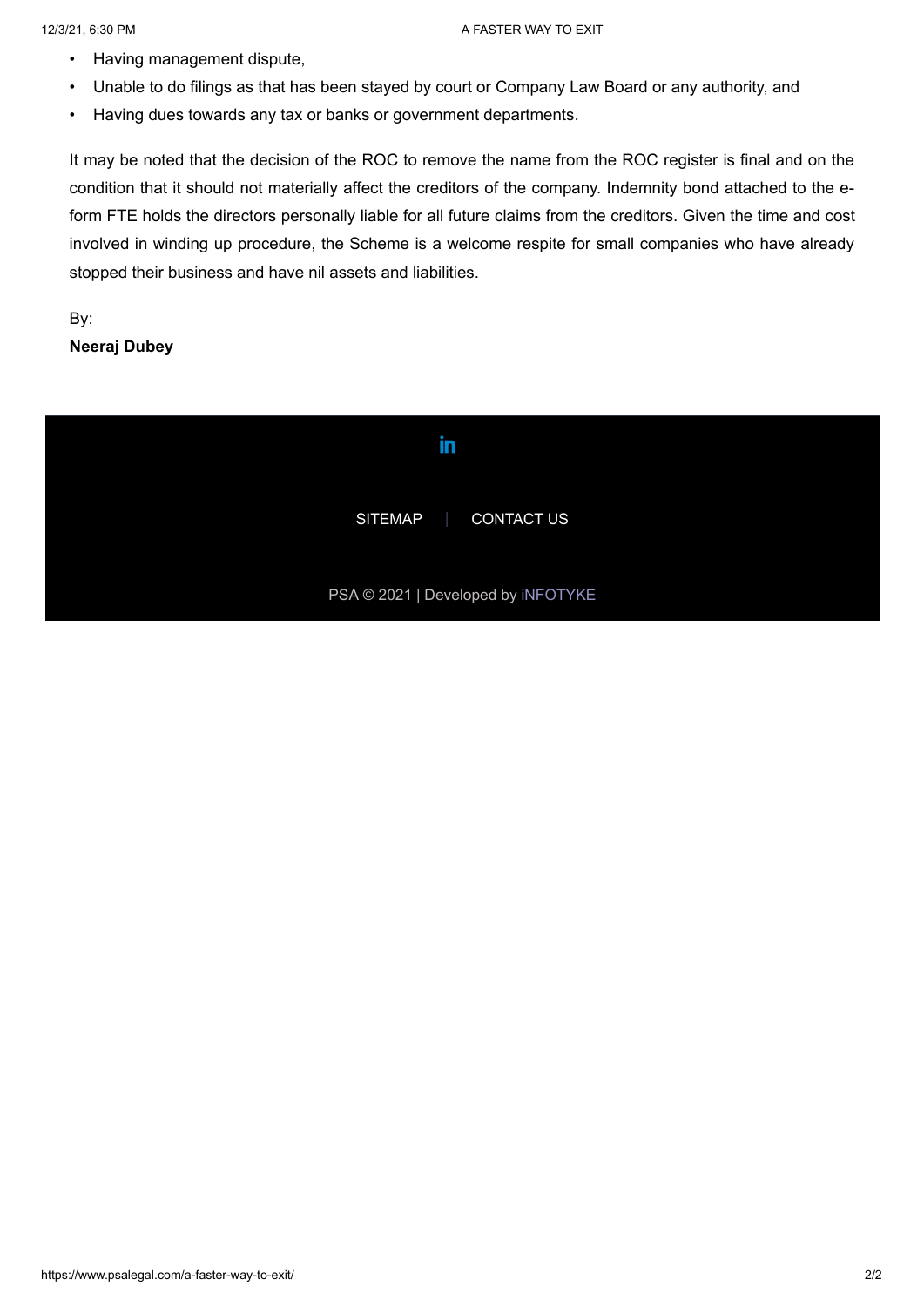- Having management dispute,
- Unable to do filings as that has been stayed by court or Company Law Board or any authority, and
- Having dues towards any tax or banks or government departments.

It may be noted that the decision of the ROC to remove the name from the ROC register is final and on the condition that it should not materially affect the creditors of the company. Indemnity bond attached to the e-form FTE holds the directors personally liable for all future claims from the creditors. Given the time and cost involved in winding up procedure, the Scheme is a welcome respite for small companies who have already stopped their business and have nil assets and liabilities.

By:

**Neeraj Dubey**

SITEMAP | CONTACT US

PSA © 2021 | Developed by iNFOTYKE